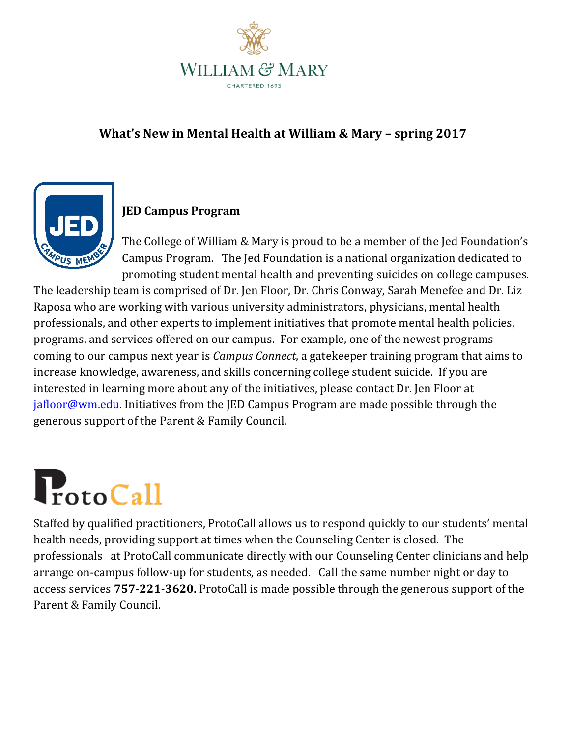WILLIAM & MARY

CHARTERED 1693

# What's New in Mental Health at William & Mary – spring 2017

## JED Campus Program

The College of William & Mary is proud to be a member of the Jed Foundation's Campus Program. The Jed Foundation is a national organization dedicated to promoting student mental health and preventing suicides on college campuses. The leadership team is comprised of Dr. Jen Floor, Dr. Chris Conway, Sarah Menefee and Dr. Liz Raposa who are working with various university administrators, physicians, mental health professionals, and other experts to implement initiatives that promote mental health policies, programs, and services offered on our campus. For example, one of the newest programs coming to our campus next year is *Campus Connect*, a gatekeeper training program that aims to increase knowledge, awareness, and skills concerning college student suicide. If you are interested in learning more about any of the initiatives, please contact Dr. Jen Floor at jafloor@wm.edu. Initiatives from the JED Campus Program are made possible through the generous support of the Parent & Family Council.

## ProtoCall

Staffed by qualified practitioners, ProtoCall allows us to respond quickly to our students' mental health needs, providing support at times when the Counseling Center is closed. The professionals at ProtoCall communicate directly with our Counseling Center clinicians and help arrange on-campus follow-up for students, as needed. Call the same number night or day to access services **757-221-3620.** ProtoCall is made possible through the generous support of the Parent & Family Council.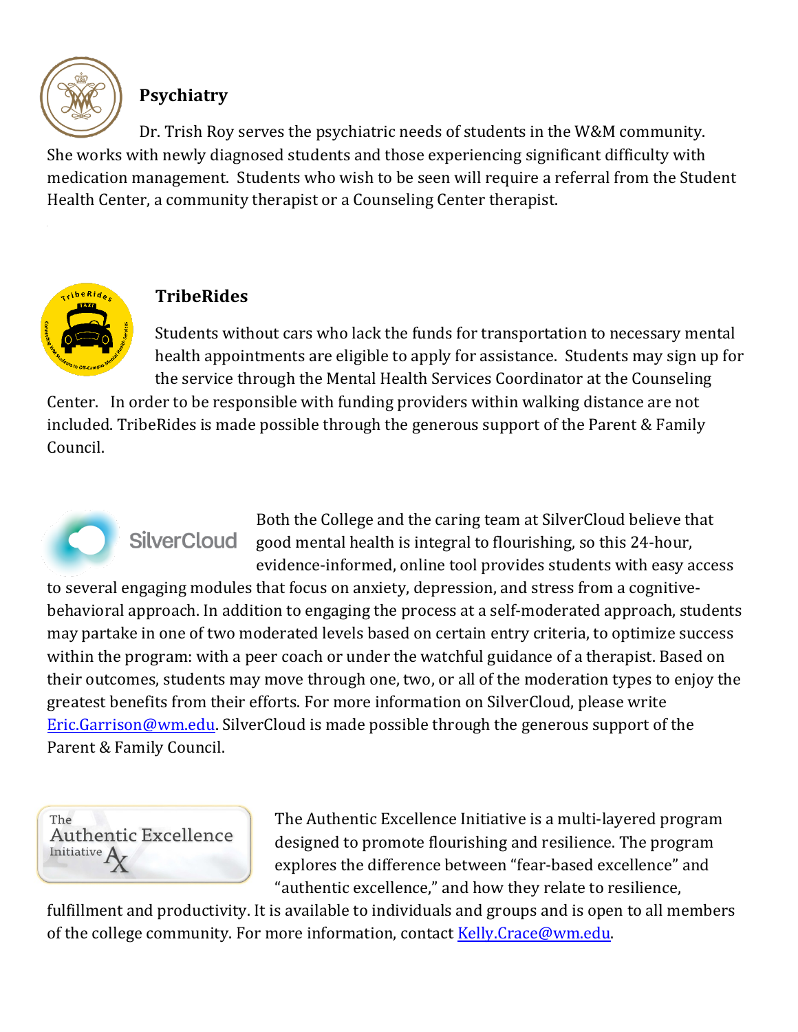## Psychiatry

Dr. Trish Roy serves the psychiatric needs of students in the W&M community. She works with newly diagnosed students and those experiencing significant difficulty with medication management. Students who wish to be seen will require a referral from the Student Health Center, a community therapist or a Counseling Center therapist.

## TribeRides

Students without cars who lack the funds for transportation to necessary mental health appointments are eligible to apply for assistance. Students may sign up for the service through the Mental Health Services Coordinator at the Counseling Center. In order to be responsible with funding providers within walking distance are not included. TribeRides is made possible through the generous support of the Parent & Family Council.

SilverCloud

Both the College and the caring team at SilverCloud believe that good mental health is integral to flourishing, so this 24-hour, evidence-informed, online tool provides students with easy access to several engaging modules that focus on anxiety, depression, and stress from a cognitive-behavioral approach. In addition to engaging the process at a self-moderated approach, students may partake in one of two moderated levels based on certain entry criteria, to optimize success within the program: with a peer coach or under the watchful guidance of a therapist. Based on their outcomes, students may move through one, two, or all of the moderation types to enjoy the greatest benefits from their efforts. For more information on SilverCloud, please write Eric.Garrison@wm.edu. SilverCloud is made possible through the generous support of the Parent & Family Council.

The Authentic Excellence Initiative

The Authentic Excellence Initiative is a multi-layered program designed to promote flourishing and resilience. The program explores the difference between "fear-based excellence" and "authentic excellence," and how they relate to resilience, fulfillment and productivity. It is available to individuals and groups and is open to all members of the college community. For more information, contact Kelly.Crace@wm.edu.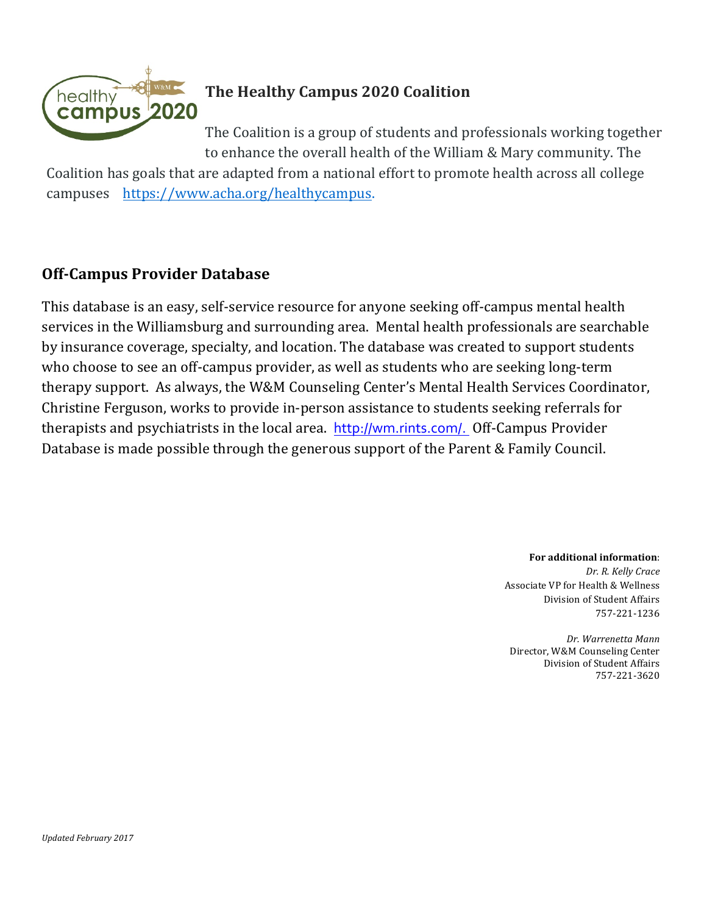## The Healthy Campus 2020 Coalition

The Coalition is a group of students and professionals working together to enhance the overall health of the William & Mary community. The Coalition has goals that are adapted from a national effort to promote health across all college campuses https://www.acha.org/healthycampus.

## Off-Campus Provider Database

This database is an easy, self-service resource for anyone seeking off-campus mental health services in the Williamsburg and surrounding area. Mental health professionals are searchable by insurance coverage, specialty, and location. The database was created to support students who choose to see an off-campus provider, as well as students who are seeking long-term therapy support. As always, the W&M Counseling Center's Mental Health Services Coordinator, Christine Ferguson, works to provide in-person assistance to students seeking referrals for therapists and psychiatrists in the local area. http://wm.rints.com/. Off-Campus Provider Database is made possible through the generous support of the Parent & Family Council.

**For additional information**:
*Dr. R. Kelly Crace*
Associate VP for Health & Wellness
Division of Student Affairs
757-221-1236

*Dr. Warrenetta Mann*
Director, W&M Counseling Center
Division of Student Affairs
757-221-3620

*Updated February 2017*